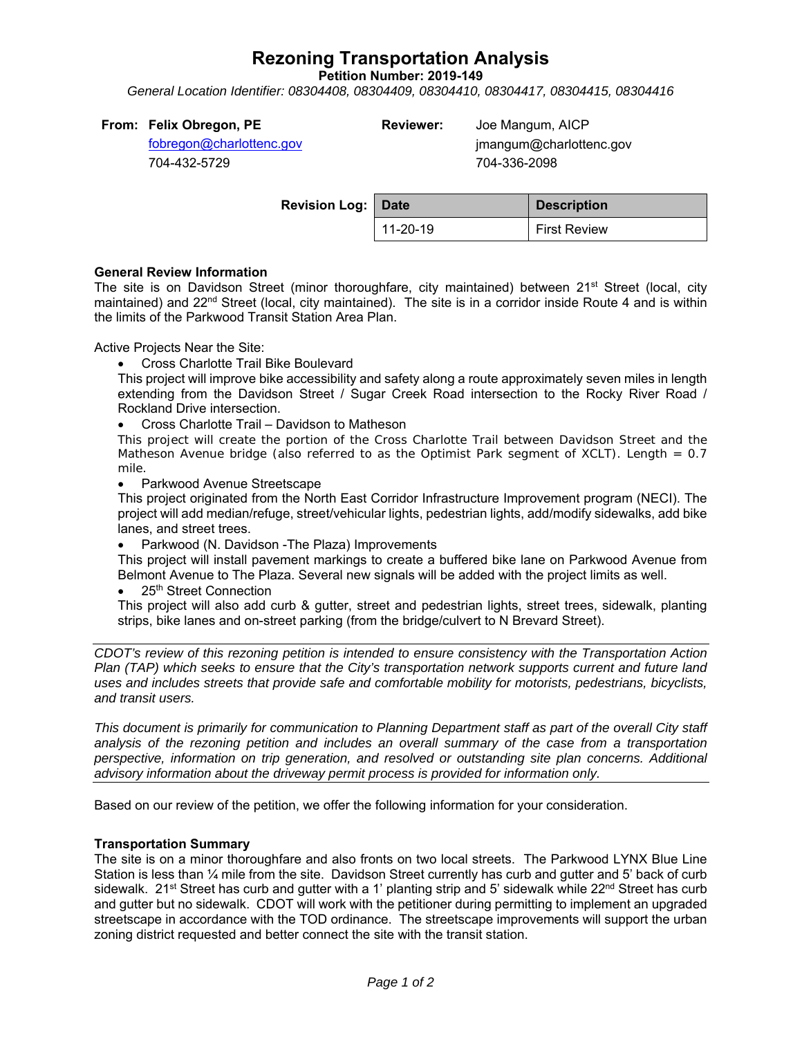# Rezoning Transportation Analysis

**Petition Number: 2019-149**

*General Location Identifier: 08304408, 08304409, 08304410, 08304417, 08304415, 08304416*

**From: Felix Obregon, PE**
fobregon@charlottenc.gov
704-432-5729

**Reviewer:** Joe Mangum, AICP
jmangum@charlottenc.gov
704-336-2098

**Revision Log:**

| Date | Description |
|---|---|
| 11-20-19 | First Review |

**General Review Information**

The site is on Davidson Street (minor thoroughfare, city maintained) between 21st Street (local, city maintained) and 22nd Street (local, city maintained). The site is in a corridor inside Route 4 and is within the limits of the Parkwood Transit Station Area Plan.

Active Projects Near the Site:

- Cross Charlotte Trail Bike Boulevard

  This project will improve bike accessibility and safety along a route approximately seven miles in length extending from the Davidson Street / Sugar Creek Road intersection to the Rocky River Road / Rockland Drive intersection.
- Cross Charlotte Trail – Davidson to Matheson

  This project will create the portion of the Cross Charlotte Trail between Davidson Street and the Matheson Avenue bridge (also referred to as the Optimist Park segment of XCLT). Length = 0.7 mile.
- Parkwood Avenue Streetscape

  This project originated from the North East Corridor Infrastructure Improvement program (NECI). The project will add median/refuge, street/vehicular lights, pedestrian lights, add/modify sidewalks, add bike lanes, and street trees.
- Parkwood (N. Davidson -The Plaza) Improvements

  This project will install pavement markings to create a buffered bike lane on Parkwood Avenue from Belmont Avenue to The Plaza. Several new signals will be added with the project limits as well.
- 25th Street Connection

  This project will also add curb & gutter, street and pedestrian lights, street trees, sidewalk, planting strips, bike lanes and on-street parking (from the bridge/culvert to N Brevard Street).

*CDOT's review of this rezoning petition is intended to ensure consistency with the Transportation Action Plan (TAP) which seeks to ensure that the City's transportation network supports current and future land uses and includes streets that provide safe and comfortable mobility for motorists, pedestrians, bicyclists, and transit users.*

*This document is primarily for communication to Planning Department staff as part of the overall City staff analysis of the rezoning petition and includes an overall summary of the case from a transportation perspective, information on trip generation, and resolved or outstanding site plan concerns. Additional advisory information about the driveway permit process is provided for information only.*

Based on our review of the petition, we offer the following information for your consideration.

**Transportation Summary**

The site is on a minor thoroughfare and also fronts on two local streets. The Parkwood LYNX Blue Line Station is less than ¼ mile from the site. Davidson Street currently has curb and gutter and 5' back of curb sidewalk. 21st Street has curb and gutter with a 1' planting strip and 5' sidewalk while 22nd Street has curb and gutter but no sidewalk. CDOT will work with the petitioner during permitting to implement an upgraded streetscape in accordance with the TOD ordinance. The streetscape improvements will support the urban zoning district requested and better connect the site with the transit station.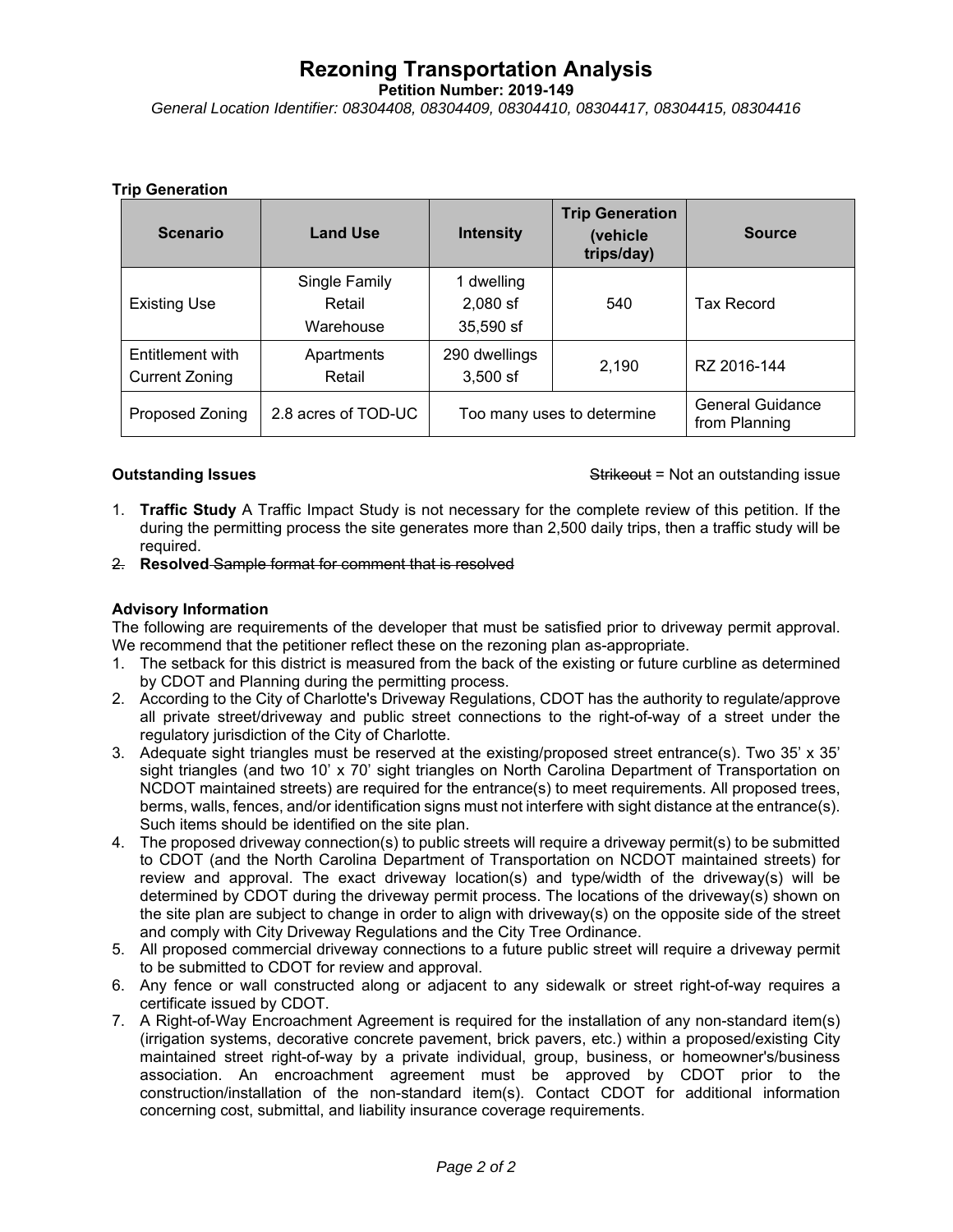# Rezoning Transportation Analysis

**Petition Number: 2019-149**

*General Location Identifier: 08304408, 08304409, 08304410, 08304417, 08304415, 08304416*

**Trip Generation**

| Scenario | Land Use | Intensity | Trip Generation (vehicle trips/day) | Source |
|---|---|---|---|---|
| Existing Use | Single Family<br>Retail<br>Warehouse | 1 dwelling<br>2,080 sf<br>35,590 sf | 540 | Tax Record |
| Entitlement with Current Zoning | Apartments<br>Retail | 290 dwellings<br>3,500 sf | 2,190 | RZ 2016-144 |
| Proposed Zoning | 2.8 acres of TOD-UC | Too many uses to determine | | General Guidance from Planning |

**Outstanding Issues**

~~Strikeout~~ = Not an outstanding issue

1. **Traffic Study** A Traffic Impact Study is not necessary for the complete review of this petition. If the during the permitting process the site generates more than 2,500 daily trips, then a traffic study will be required.
2. ~~**Resolved** Sample format for comment that is resolved~~

**Advisory Information**

The following are requirements of the developer that must be satisfied prior to driveway permit approval. We recommend that the petitioner reflect these on the rezoning plan as-appropriate.

1. The setback for this district is measured from the back of the existing or future curbline as determined by CDOT and Planning during the permitting process.
2. According to the City of Charlotte's Driveway Regulations, CDOT has the authority to regulate/approve all private street/driveway and public street connections to the right-of-way of a street under the regulatory jurisdiction of the City of Charlotte.
3. Adequate sight triangles must be reserved at the existing/proposed street entrance(s). Two 35' x 35' sight triangles (and two 10' x 70' sight triangles on North Carolina Department of Transportation on NCDOT maintained streets) are required for the entrance(s) to meet requirements. All proposed trees, berms, walls, fences, and/or identification signs must not interfere with sight distance at the entrance(s). Such items should be identified on the site plan.
4. The proposed driveway connection(s) to public streets will require a driveway permit(s) to be submitted to CDOT (and the North Carolina Department of Transportation on NCDOT maintained streets) for review and approval. The exact driveway location(s) and type/width of the driveway(s) will be determined by CDOT during the driveway permit process. The locations of the driveway(s) shown on the site plan are subject to change in order to align with driveway(s) on the opposite side of the street and comply with City Driveway Regulations and the City Tree Ordinance.
5. All proposed commercial driveway connections to a future public street will require a driveway permit to be submitted to CDOT for review and approval.
6. Any fence or wall constructed along or adjacent to any sidewalk or street right-of-way requires a certificate issued by CDOT.
7. A Right-of-Way Encroachment Agreement is required for the installation of any non-standard item(s) (irrigation systems, decorative concrete pavement, brick pavers, etc.) within a proposed/existing City maintained street right-of-way by a private individual, group, business, or homeowner's/business association. An encroachment agreement must be approved by CDOT prior to the construction/installation of the non-standard item(s). Contact CDOT for additional information concerning cost, submittal, and liability insurance coverage requirements.